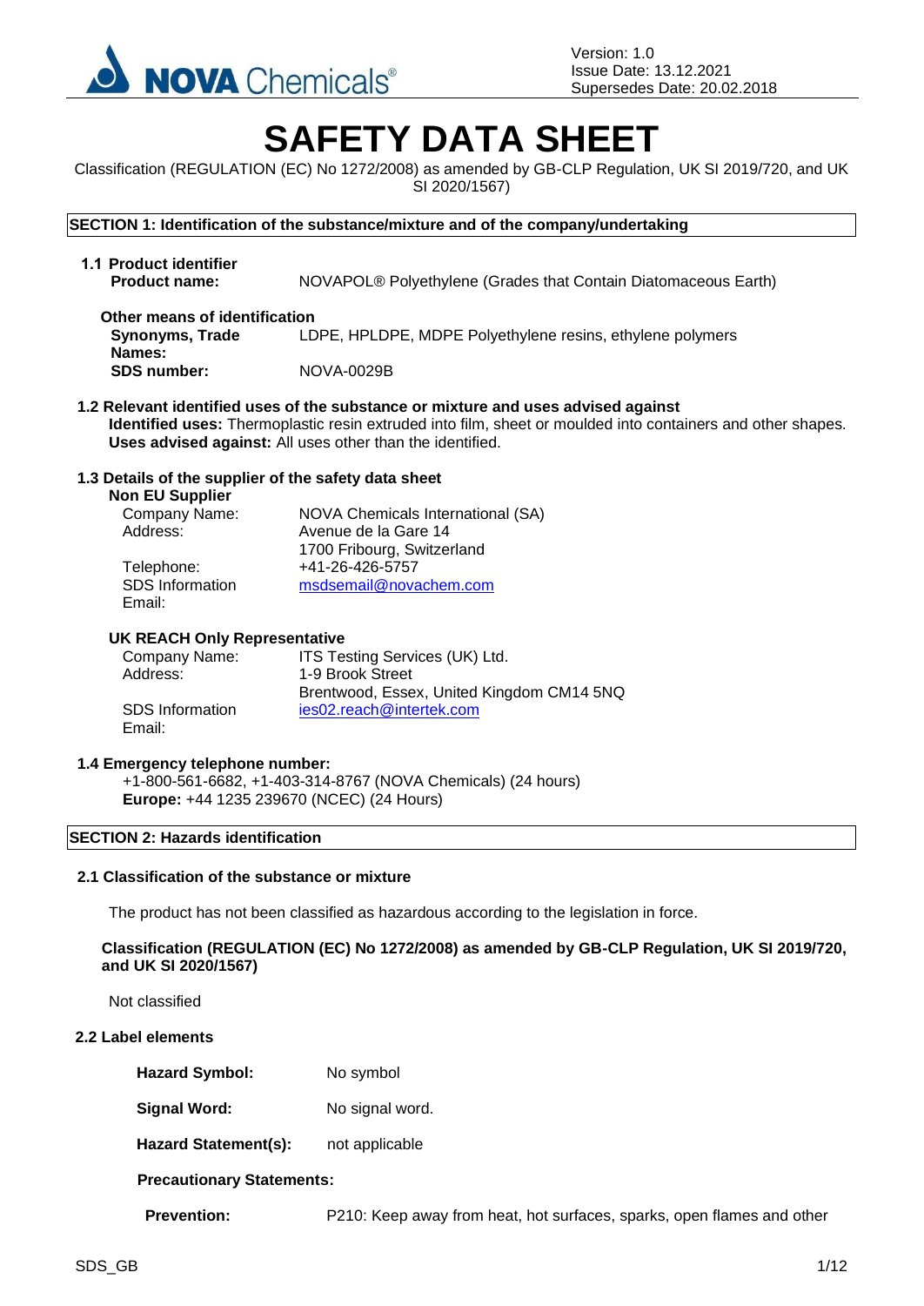NOVA Chemicals®

Version: 1.0
Issue Date: 13.12.2021
Supersedes Date: 20.02.2018

# SAFETY DATA SHEET

Classification (REGULATION (EC) No 1272/2008) as amended by GB-CLP Regulation, UK SI 2019/720, and UK SI 2020/1567)

## SECTION 1: Identification of the substance/mixture and of the company/undertaking

### 1.1 Product identifier

**Product name:** NOVAPOL® Polyethylene (Grades that Contain Diatomaceous Earth)

**Other means of identification**

**Synonyms, Trade Names:** LDPE, HPLDPE, MDPE Polyethylene resins, ethylene polymers

**SDS number:** NOVA-0029B

### 1.2 Relevant identified uses of the substance or mixture and uses advised against

**Identified uses:** Thermoplastic resin extruded into film, sheet or moulded into containers and other shapes.

**Uses advised against:** All uses other than the identified.

### 1.3 Details of the supplier of the safety data sheet

**Non EU Supplier**

Company Name: NOVA Chemicals International (SA)
Address: Avenue de la Gare 14
1700 Fribourg, Switzerland
Telephone: +41-26-426-5757
SDS Information Email: msdsemail@novachem.com

**UK REACH Only Representative**

Company Name: ITS Testing Services (UK) Ltd.
Address: 1-9 Brook Street
Brentwood, Essex, United Kingdom CM14 5NQ
SDS Information Email: ies02.reach@intertek.com

### 1.4 Emergency telephone number:

+1-800-561-6682, +1-403-314-8767 (NOVA Chemicals) (24 hours)
**Europe:** +44 1235 239670 (NCEC) (24 Hours)

## SECTION 2: Hazards identification

### 2.1 Classification of the substance or mixture

The product has not been classified as hazardous according to the legislation in force.

**Classification (REGULATION (EC) No 1272/2008) as amended by GB-CLP Regulation, UK SI 2019/720, and UK SI 2020/1567)**

Not classified

### 2.2 Label elements

**Hazard Symbol:** No symbol

**Signal Word:** No signal word.

**Hazard Statement(s):** not applicable

**Precautionary Statements:**

**Prevention:** P210: Keep away from heat, hot surfaces, sparks, open flames and other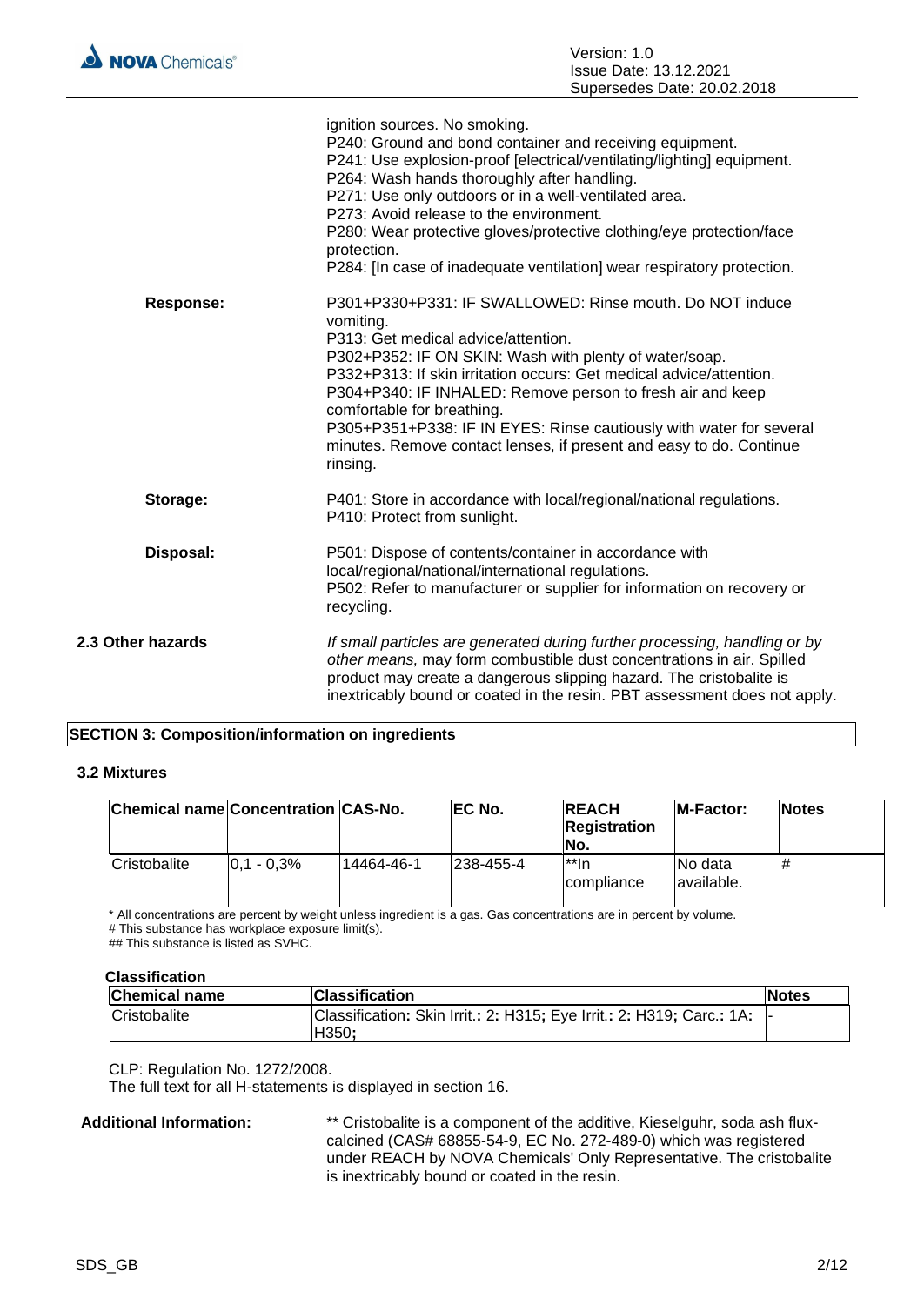ignition sources. No smoking.
P240: Ground and bond container and receiving equipment.
P241: Use explosion-proof [electrical/ventilating/lighting] equipment.
P264: Wash hands thoroughly after handling.
P271: Use only outdoors or in a well-ventilated area.
P273: Avoid release to the environment.
P280: Wear protective gloves/protective clothing/eye protection/face protection.
P284: [In case of inadequate ventilation] wear respiratory protection.

**Response:**

P301+P330+P331: IF SWALLOWED: Rinse mouth. Do NOT induce vomiting.
P313: Get medical advice/attention.
P302+P352: IF ON SKIN: Wash with plenty of water/soap.
P332+P313: If skin irritation occurs: Get medical advice/attention.
P304+P340: IF INHALED: Remove person to fresh air and keep comfortable for breathing.
P305+P351+P338: IF IN EYES: Rinse cautiously with water for several minutes. Remove contact lenses, if present and easy to do. Continue rinsing.

**Storage:**

P401: Store in accordance with local/regional/national regulations.
P410: Protect from sunlight.

**Disposal:**

P501: Dispose of contents/container in accordance with local/regional/national/international regulations.
P502: Refer to manufacturer or supplier for information on recovery or recycling.

**2.3 Other hazards**

*If small particles are generated during further processing, handling or by other means,* may form combustible dust concentrations in air. Spilled product may create a dangerous slipping hazard. The cristobalite is inextricably bound or coated in the resin. PBT assessment does not apply.

## SECTION 3: Composition/information on ingredients

### 3.2 Mixtures

| Chemical name | Concentration | CAS-No. | EC No. | REACH Registration No. | M-Factor: | Notes |
|---|---|---|---|---|---|---|
| Cristobalite | 0,1 - 0,3% | 14464-46-1 | 238-455-4 | **In compliance | No data available. | # |

* All concentrations are percent by weight unless ingredient is a gas. Gas concentrations are in percent by volume.
# This substance has workplace exposure limit(s).
## This substance is listed as SVHC.

**Classification**

| Chemical name | Classification | Notes |
|---|---|---|
| Cristobalite | Classification: Skin Irrit.: 2: H315; Eye Irrit.: 2: H319; Carc.: 1A: H350; | - |

CLP: Regulation No. 1272/2008.
The full text for all H-statements is displayed in section 16.

**Additional Information:**

** Cristobalite is a component of the additive, Kieselguhr, soda ash flux-calcined (CAS# 68855-54-9, EC No. 272-489-0) which was registered under REACH by NOVA Chemicals' Only Representative. The cristobalite is inextricably bound or coated in the resin.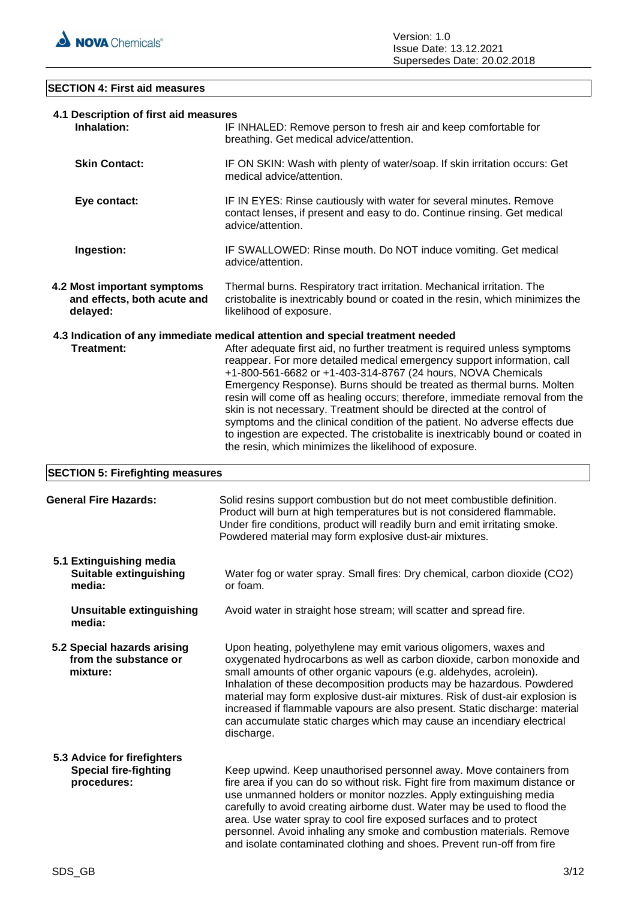## SECTION 4: First aid measures

### 4.1 Description of first aid measures

**Inhalation:** IF INHALED: Remove person to fresh air and keep comfortable for breathing. Get medical advice/attention.

**Skin Contact:** IF ON SKIN: Wash with plenty of water/soap. If skin irritation occurs: Get medical advice/attention.

**Eye contact:** IF IN EYES: Rinse cautiously with water for several minutes. Remove contact lenses, if present and easy to do. Continue rinsing. Get medical advice/attention.

**Ingestion:** IF SWALLOWED: Rinse mouth. Do NOT induce vomiting. Get medical advice/attention.

**4.2 Most important symptoms and effects, both acute and delayed:** Thermal burns. Respiratory tract irritation. Mechanical irritation. The cristobalite is inextricably bound or coated in the resin, which minimizes the likelihood of exposure.

### 4.3 Indication of any immediate medical attention and special treatment needed

**Treatment:** After adequate first aid, no further treatment is required unless symptoms reappear. For more detailed medical emergency support information, call +1-800-561-6682 or +1-403-314-8767 (24 hours, NOVA Chemicals Emergency Response). Burns should be treated as thermal burns. Molten resin will come off as healing occurs; therefore, immediate removal from the skin is not necessary. Treatment should be directed at the control of symptoms and the clinical condition of the patient. No adverse effects due to ingestion are expected. The cristobalite is inextricably bound or coated in the resin, which minimizes the likelihood of exposure.

## SECTION 5: Firefighting measures

**General Fire Hazards:** Solid resins support combustion but do not meet combustible definition. Product will burn at high temperatures but is not considered flammable. Under fire conditions, product will readily burn and emit irritating smoke. Powdered material may form explosive dust-air mixtures.

### 5.1 Extinguishing media

**Suitable extinguishing media:** Water fog or water spray. Small fires: Dry chemical, carbon dioxide ($CO_2$) or foam.

**Unsuitable extinguishing media:** Avoid water in straight hose stream; will scatter and spread fire.

**5.2 Special hazards arising from the substance or mixture:** Upon heating, polyethylene may emit various oligomers, waxes and oxygenated hydrocarbons as well as carbon dioxide, carbon monoxide and small amounts of other organic vapours (e.g. aldehydes, acrolein). Inhalation of these decomposition products may be hazardous. Powdered material may form explosive dust-air mixtures. Risk of dust-air explosion is increased if flammable vapours are also present. Static discharge: material can accumulate static charges which may cause an incendiary electrical discharge.

### 5.3 Advice for firefighters

**Special fire-fighting procedures:** Keep upwind. Keep unauthorised personnel away. Move containers from fire area if you can do so without risk. Fight fire from maximum distance or use unmanned holders or monitor nozzles. Apply extinguishing media carefully to avoid creating airborne dust. Water may be used to flood the area. Use water spray to cool fire exposed surfaces and to protect personnel. Avoid inhaling any smoke and combustion materials. Remove and isolate contaminated clothing and shoes. Prevent run-off from fire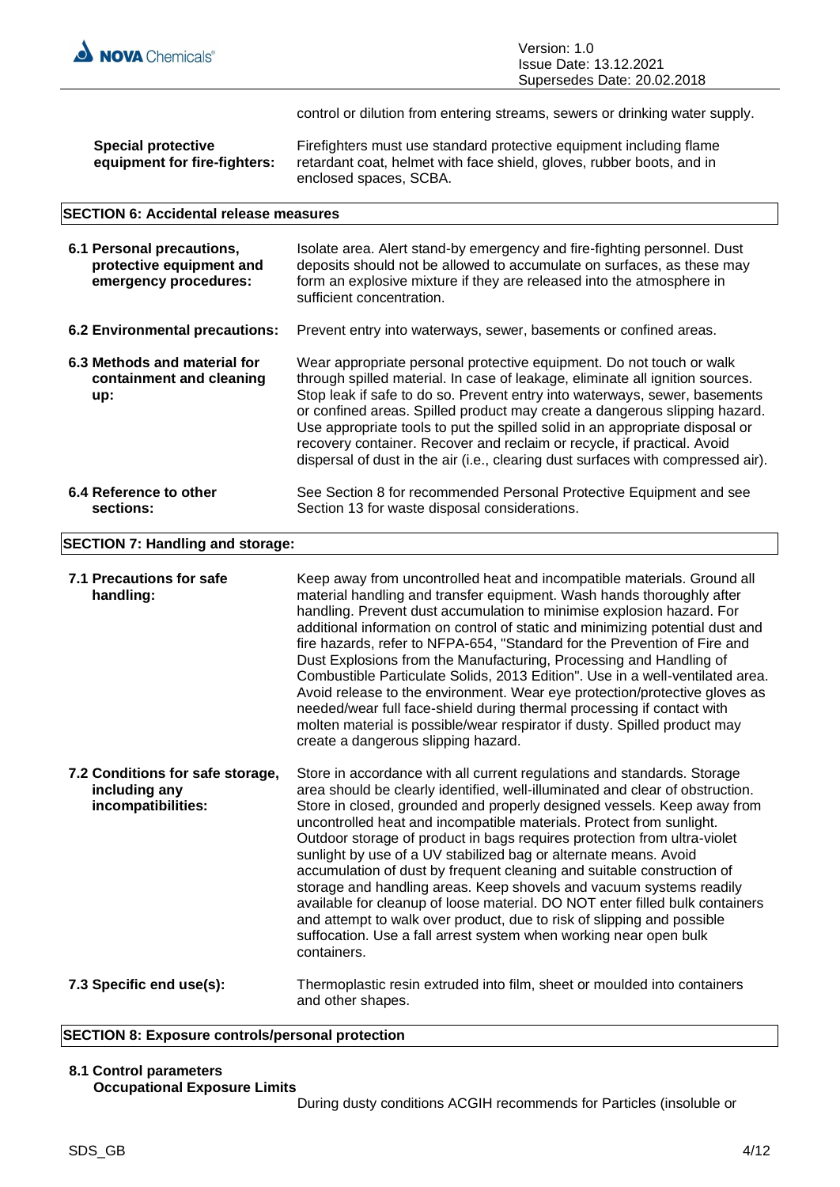control or dilution from entering streams, sewers or drinking water supply.

**Special protective equipment for fire-fighters:** Firefighters must use standard protective equipment including flame retardant coat, helmet with face shield, gloves, rubber boots, and in enclosed spaces, SCBA.

## SECTION 6: Accidental release measures

**6.1 Personal precautions, protective equipment and emergency procedures:** Isolate area. Alert stand-by emergency and fire-fighting personnel. Dust deposits should not be allowed to accumulate on surfaces, as these may form an explosive mixture if they are released into the atmosphere in sufficient concentration.

**6.2 Environmental precautions:** Prevent entry into waterways, sewer, basements or confined areas.

**6.3 Methods and material for containment and cleaning up:** Wear appropriate personal protective equipment. Do not touch or walk through spilled material. In case of leakage, eliminate all ignition sources. Stop leak if safe to do so. Prevent entry into waterways, sewer, basements or confined areas. Spilled product may create a dangerous slipping hazard. Use appropriate tools to put the spilled solid in an appropriate disposal or recovery container. Recover and reclaim or recycle, if practical. Avoid dispersal of dust in the air (i.e., clearing dust surfaces with compressed air).

**6.4 Reference to other sections:** See Section 8 for recommended Personal Protective Equipment and see Section 13 for waste disposal considerations.

## SECTION 7: Handling and storage:

**7.1 Precautions for safe handling:** Keep away from uncontrolled heat and incompatible materials. Ground all material handling and transfer equipment. Wash hands thoroughly after handling. Prevent dust accumulation to minimise explosion hazard. For additional information on control of static and minimizing potential dust and fire hazards, refer to NFPA-654, "Standard for the Prevention of Fire and Dust Explosions from the Manufacturing, Processing and Handling of Combustible Particulate Solids, 2013 Edition". Use in a well-ventilated area. Avoid release to the environment. Wear eye protection/protective gloves as needed/wear full face-shield during thermal processing if contact with molten material is possible/wear respirator if dusty. Spilled product may create a dangerous slipping hazard.

**7.2 Conditions for safe storage, including any incompatibilities:** Store in accordance with all current regulations and standards. Storage area should be clearly identified, well-illuminated and clear of obstruction. Store in closed, grounded and properly designed vessels. Keep away from uncontrolled heat and incompatible materials. Protect from sunlight. Outdoor storage of product in bags requires protection from ultra-violet sunlight by use of a UV stabilized bag or alternate means. Avoid accumulation of dust by frequent cleaning and suitable construction of storage and handling areas. Keep shovels and vacuum systems readily available for cleanup of loose material. DO NOT enter filled bulk containers and attempt to walk over product, due to risk of slipping and possible suffocation. Use a fall arrest system when working near open bulk containers.

**7.3 Specific end use(s):** Thermoplastic resin extruded into film, sheet or moulded into containers and other shapes.

## SECTION 8: Exposure controls/personal protection

**8.1 Control parameters**

**Occupational Exposure Limits**

During dusty conditions ACGIH recommends for Particles (insoluble or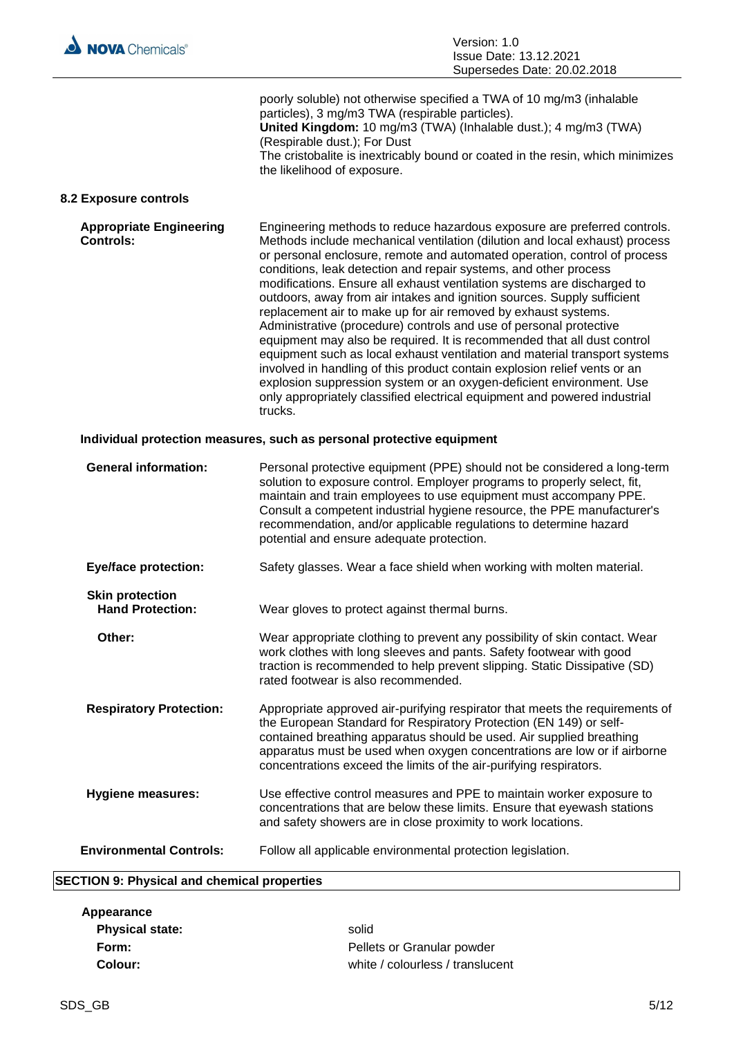poorly soluble) not otherwise specified a TWA of 10 mg/m3 (inhalable particles), 3 mg/m3 TWA (respirable particles).
**United Kingdom:** 10 mg/m3 (TWA) (Inhalable dust.); 4 mg/m3 (TWA) (Respirable dust.); For Dust
The cristobalite is inextricably bound or coated in the resin, which minimizes the likelihood of exposure.

### 8.2 Exposure controls

**Appropriate Engineering Controls:** Engineering methods to reduce hazardous exposure are preferred controls. Methods include mechanical ventilation (dilution and local exhaust) process or personal enclosure, remote and automated operation, control of process conditions, leak detection and repair systems, and other process modifications. Ensure all exhaust ventilation systems are discharged to outdoors, away from air intakes and ignition sources. Supply sufficient replacement air to make up for air removed by exhaust systems. Administrative (procedure) controls and use of personal protective equipment may also be required. It is recommended that all dust control equipment such as local exhaust ventilation and material transport systems involved in handling of this product contain explosion relief vents or an explosion suppression system or an oxygen-deficient environment. Use only appropriately classified electrical equipment and powered industrial trucks.

**Individual protection measures, such as personal protective equipment**

**General information:** Personal protective equipment (PPE) should not be considered a long-term solution to exposure control. Employer programs to properly select, fit, maintain and train employees to use equipment must accompany PPE. Consult a competent industrial hygiene resource, the PPE manufacturer's recommendation, and/or applicable regulations to determine hazard potential and ensure adequate protection.

**Eye/face protection:** Safety glasses. Wear a face shield when working with molten material.

**Skin protection**

**Hand Protection:** Wear gloves to protect against thermal burns.

**Other:** Wear appropriate clothing to prevent any possibility of skin contact. Wear work clothes with long sleeves and pants. Safety footwear with good traction is recommended to help prevent slipping. Static Dissipative (SD) rated footwear is also recommended.

**Respiratory Protection:** Appropriate approved air-purifying respirator that meets the requirements of the European Standard for Respiratory Protection (EN 149) or self-contained breathing apparatus should be used. Air supplied breathing apparatus must be used when oxygen concentrations are low or if airborne concentrations exceed the limits of the air-purifying respirators.

**Hygiene measures:** Use effective control measures and PPE to maintain worker exposure to concentrations that are below these limits. Ensure that eyewash stations and safety showers are in close proximity to work locations.

**Environmental Controls:** Follow all applicable environmental protection legislation.

## SECTION 9: Physical and chemical properties

**Appearance**

| | |
|---|---|
| **Physical state:** | solid |
| **Form:** | Pellets or Granular powder |
| **Colour:** | white / colourless / translucent |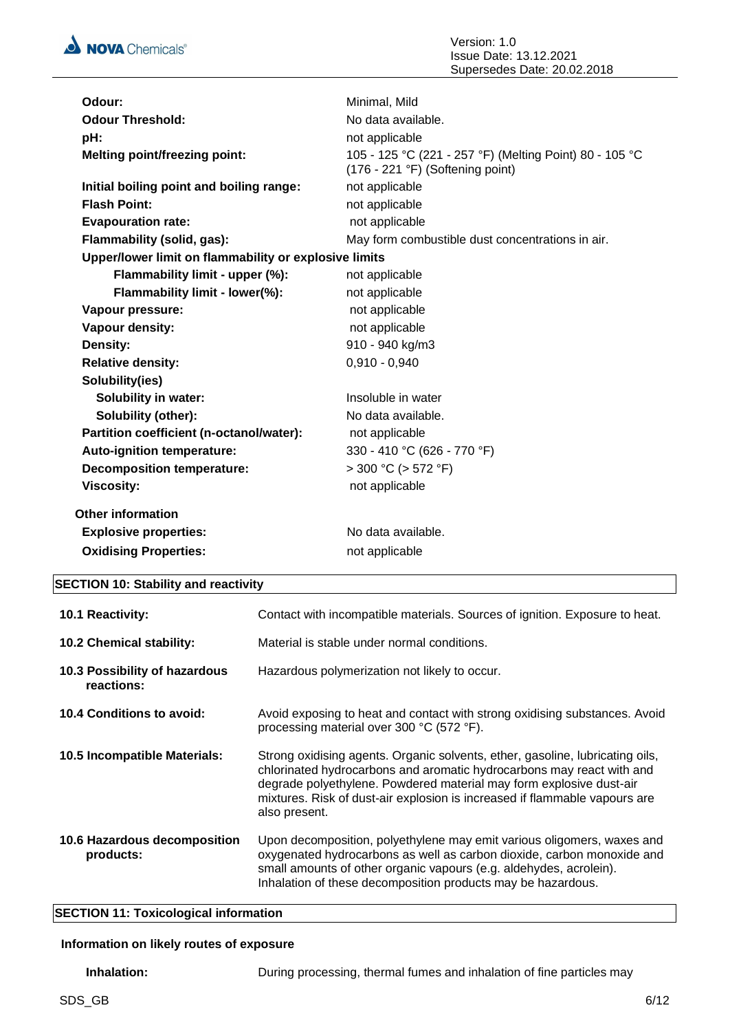| | |
|---|---|
| **Odour:** | Minimal, Mild |
| **Odour Threshold:** | No data available. |
| **pH:** | not applicable |
| **Melting point/freezing point:** | 105 - 125 °C (221 - 257 °F) (Melting Point) 80 - 105 °C (176 - 221 °F) (Softening point) |
| **Initial boiling point and boiling range:** | not applicable |
| **Flash Point:** | not applicable |
| **Evapouration rate:** | not applicable |
| **Flammability (solid, gas):** | May form combustible dust concentrations in air. |
| **Upper/lower limit on flammability or explosive limits** | |
| **Flammability limit - upper (%):** | not applicable |
| **Flammability limit - lower(%):** | not applicable |
| **Vapour pressure:** | not applicable |
| **Vapour density:** | not applicable |
| **Density:** | 910 - 940 kg/m3 |
| **Relative density:** | 0,910 - 0,940 |
| **Solubility(ies)** | |
| **Solubility in water:** | Insoluble in water |
| **Solubility (other):** | No data available. |
| **Partition coefficient (n-octanol/water):** | not applicable |
| **Auto-ignition temperature:** | 330 - 410 °C (626 - 770 °F) |
| **Decomposition temperature:** | > 300 °C (> 572 °F) |
| **Viscosity:** | not applicable |

**Other information**

| | |
|---|---|
| **Explosive properties:** | No data available. |
| **Oxidising Properties:** | not applicable |

## SECTION 10: Stability and reactivity

| | |
|---|---|
| **10.1 Reactivity:** | Contact with incompatible materials. Sources of ignition. Exposure to heat. |
| **10.2 Chemical stability:** | Material is stable under normal conditions. |
| **10.3 Possibility of hazardous reactions:** | Hazardous polymerization not likely to occur. |
| **10.4 Conditions to avoid:** | Avoid exposing to heat and contact with strong oxidising substances. Avoid processing material over 300 °C (572 °F). |
| **10.5 Incompatible Materials:** | Strong oxidising agents. Organic solvents, ether, gasoline, lubricating oils, chlorinated hydrocarbons and aromatic hydrocarbons may react with and degrade polyethylene. Powdered material may form explosive dust-air mixtures. Risk of dust-air explosion is increased if flammable vapours are also present. |
| **10.6 Hazardous decomposition products:** | Upon decomposition, polyethylene may emit various oligomers, waxes and oxygenated hydrocarbons as well as carbon dioxide, carbon monoxide and small amounts of other organic vapours (e.g. aldehydes, acrolein). Inhalation of these decomposition products may be hazardous. |

## SECTION 11: Toxicological information

**Information on likely routes of exposure**

**Inhalation:** During processing, thermal fumes and inhalation of fine particles may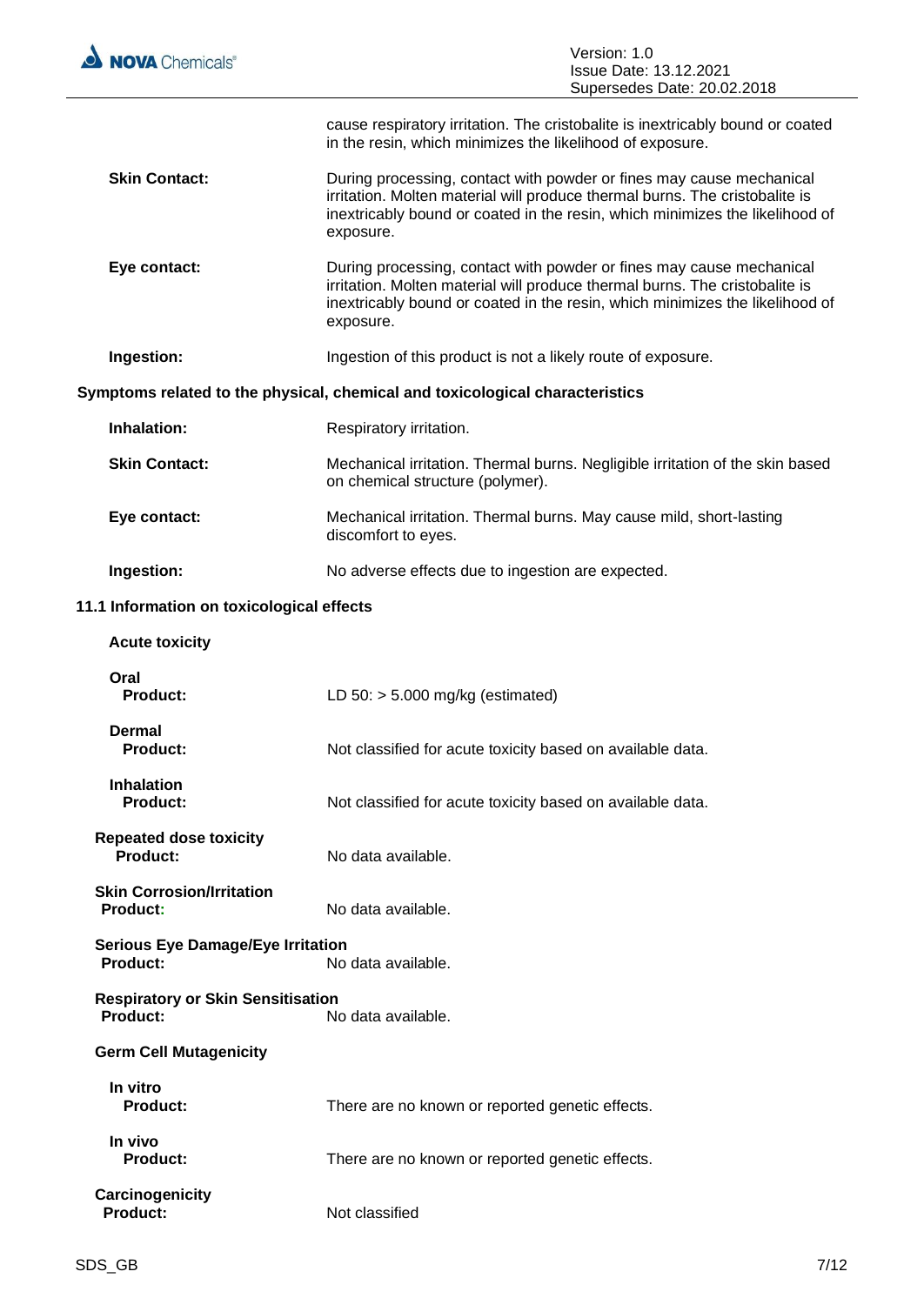cause respiratory irritation. The cristobalite is inextricably bound or coated in the resin, which minimizes the likelihood of exposure.

**Skin Contact:** During processing, contact with powder or fines may cause mechanical irritation. Molten material will produce thermal burns. The cristobalite is inextricably bound or coated in the resin, which minimizes the likelihood of exposure.

**Eye contact:** During processing, contact with powder or fines may cause mechanical irritation. Molten material will produce thermal burns. The cristobalite is inextricably bound or coated in the resin, which minimizes the likelihood of exposure.

**Ingestion:** Ingestion of this product is not a likely route of exposure.

**Symptoms related to the physical, chemical and toxicological characteristics**

**Inhalation:** Respiratory irritation.

**Skin Contact:** Mechanical irritation. Thermal burns. Negligible irritation of the skin based on chemical structure (polymer).

**Eye contact:** Mechanical irritation. Thermal burns. May cause mild, short-lasting discomfort to eyes.

**Ingestion:** No adverse effects due to ingestion are expected.

### 11.1 Information on toxicological effects

**Acute toxicity**

**Oral**
**Product:** LD 50: > 5.000 mg/kg (estimated)

**Dermal**
**Product:** Not classified for acute toxicity based on available data.

**Inhalation**
**Product:** Not classified for acute toxicity based on available data.

**Repeated dose toxicity**
**Product:** No data available.

**Skin Corrosion/Irritation**
**Product:** No data available.

**Serious Eye Damage/Eye Irritation**
**Product:** No data available.

**Respiratory or Skin Sensitisation**
**Product:** No data available.

**Germ Cell Mutagenicity**

**In vitro**
**Product:** There are no known or reported genetic effects.

**In vivo**
**Product:** There are no known or reported genetic effects.

**Carcinogenicity**
**Product:** Not classified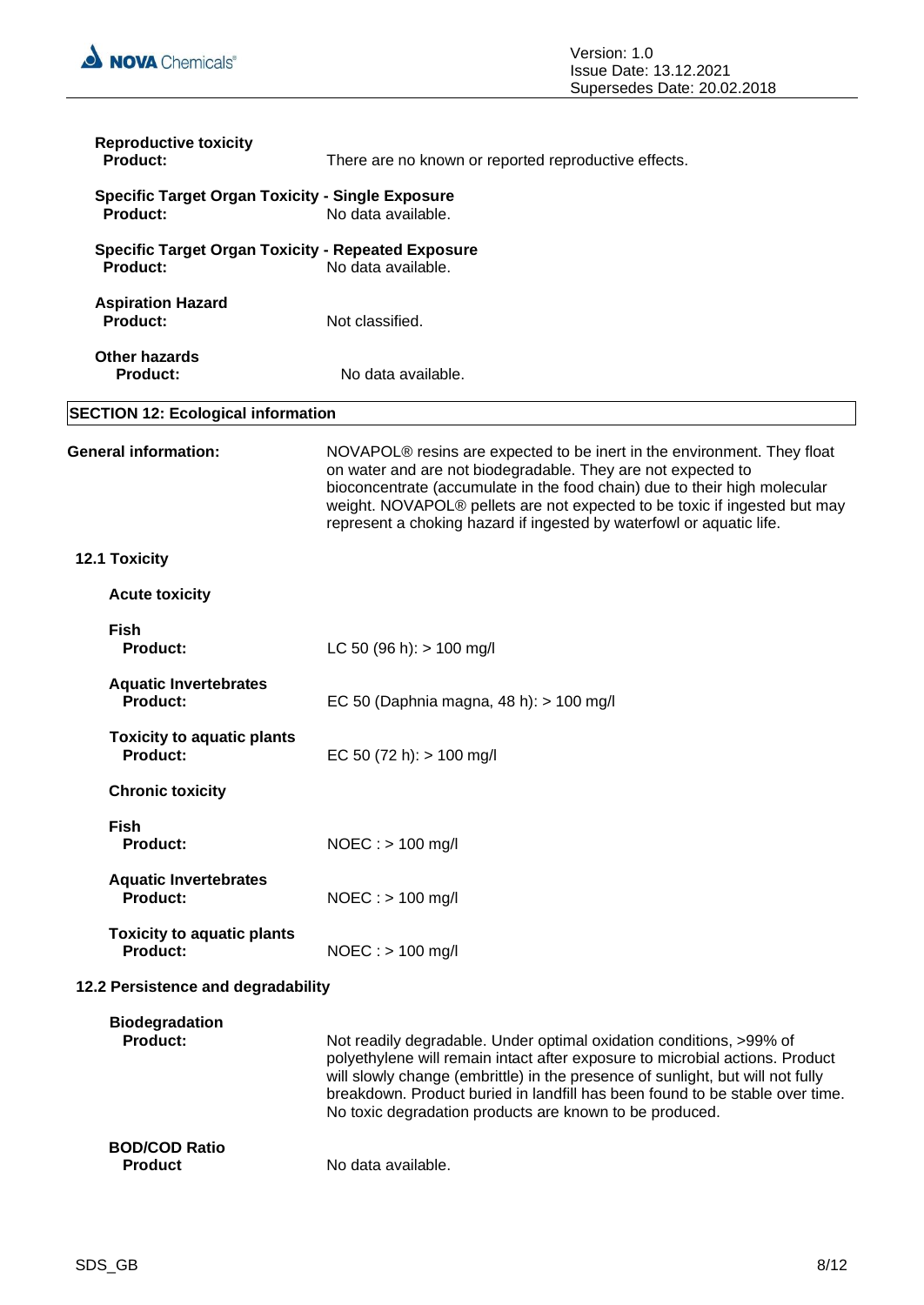**Reproductive toxicity**

**Product:** There are no known or reported reproductive effects.

**Specific Target Organ Toxicity - Single Exposure**

**Product:** No data available.

**Specific Target Organ Toxicity - Repeated Exposure**

**Product:** No data available.

**Aspiration Hazard**

**Product:** Not classified.

**Other hazards**

**Product:** No data available.

## SECTION 12: Ecological information

**General information:** NOVAPOL® resins are expected to be inert in the environment. They float on water and are not biodegradable. They are not expected to bioconcentrate (accumulate in the food chain) due to their high molecular weight. NOVAPOL® pellets are not expected to be toxic if ingested but may represent a choking hazard if ingested by waterfowl or aquatic life.

### 12.1 Toxicity

**Acute toxicity**

**Fish**

**Product:** LC 50 (96 h): > 100 mg/l

**Aquatic Invertebrates**

**Product:** EC 50 (Daphnia magna, 48 h): > 100 mg/l

**Toxicity to aquatic plants**

**Product:** EC 50 (72 h): > 100 mg/l

**Chronic toxicity**

**Fish**

**Product:** NOEC : > 100 mg/l

**Aquatic Invertebrates**

**Product:** NOEC : > 100 mg/l

**Toxicity to aquatic plants**

**Product:** NOEC : > 100 mg/l

### 12.2 Persistence and degradability

**Biodegradation**

**Product:** Not readily degradable. Under optimal oxidation conditions, >99% of polyethylene will remain intact after exposure to microbial actions. Product will slowly change (embrittle) in the presence of sunlight, but will not fully breakdown. Product buried in landfill has been found to be stable over time. No toxic degradation products are known to be produced.

**BOD/COD Ratio**

**Product** No data available.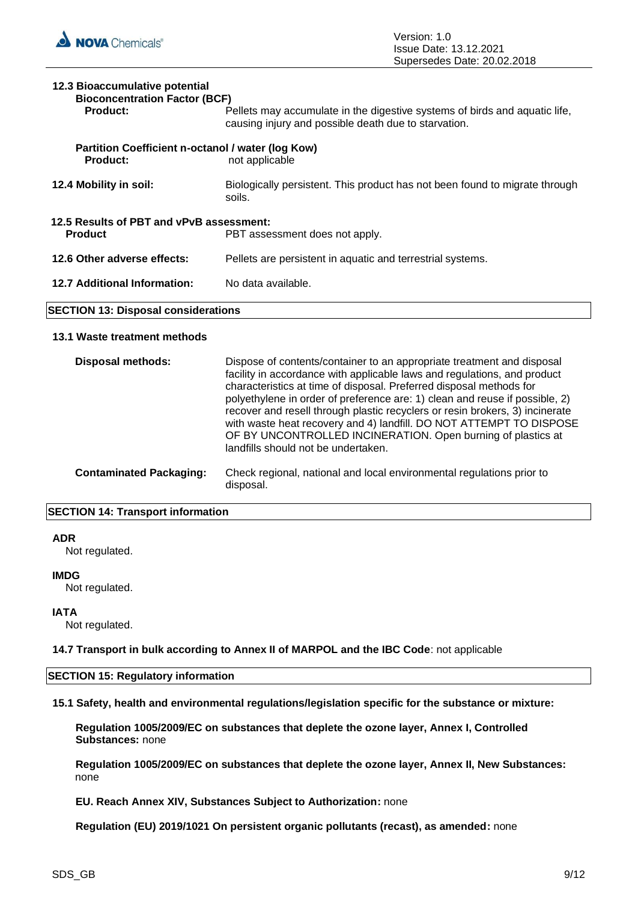**12.3 Bioaccumulative potential**

**Bioconcentration Factor (BCF)**

**Product:** Pellets may accumulate in the digestive systems of birds and aquatic life, causing injury and possible death due to starvation.

**Partition Coefficient n-octanol / water (log Kow)**

**Product:** not applicable

**12.4 Mobility in soil:** Biologically persistent. This product has not been found to migrate through soils.

**12.5 Results of PBT and vPvB assessment:**

**Product** PBT assessment does not apply.

**12.6 Other adverse effects:** Pellets are persistent in aquatic and terrestrial systems.

**12.7 Additional Information:** No data available.

## SECTION 13: Disposal considerations

**13.1 Waste treatment methods**

**Disposal methods:** Dispose of contents/container to an appropriate treatment and disposal facility in accordance with applicable laws and regulations, and product characteristics at time of disposal. Preferred disposal methods for polyethylene in order of preference are: 1) clean and reuse if possible, 2) recover and resell through plastic recyclers or resin brokers, 3) incinerate with waste heat recovery and 4) landfill. DO NOT ATTEMPT TO DISPOSE OF BY UNCONTROLLED INCINERATION. Open burning of plastics at landfills should not be undertaken.

**Contaminated Packaging:** Check regional, national and local environmental regulations prior to disposal.

## SECTION 14: Transport information

**ADR**

Not regulated.

**IMDG**

Not regulated.

**IATA**

Not regulated.

**14.7 Transport in bulk according to Annex II of MARPOL and the IBC Code**: not applicable

## SECTION 15: Regulatory information

**15.1 Safety, health and environmental regulations/legislation specific for the substance or mixture:**

**Regulation 1005/2009/EC on substances that deplete the ozone layer, Annex I, Controlled Substances:** none

**Regulation 1005/2009/EC on substances that deplete the ozone layer, Annex II, New Substances:** none

**EU. Reach Annex XIV, Substances Subject to Authorization:** none

**Regulation (EU) 2019/1021 On persistent organic pollutants (recast), as amended:** none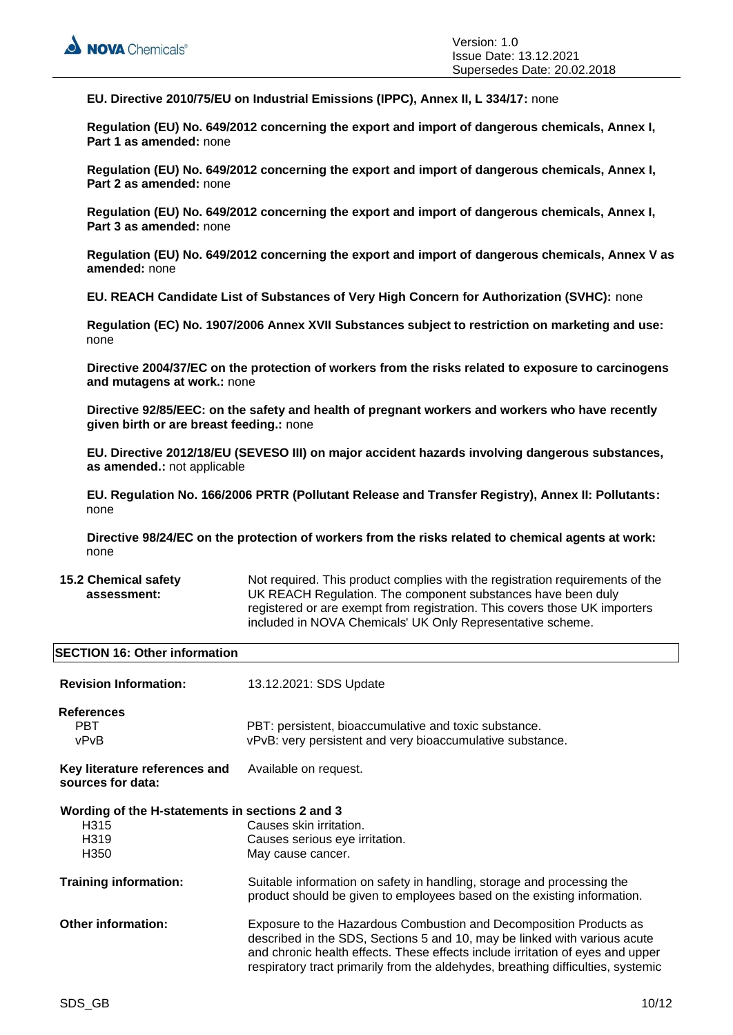**EU. Directive 2010/75/EU on Industrial Emissions (IPPC), Annex II, L 334/17:** none

**Regulation (EU) No. 649/2012 concerning the export and import of dangerous chemicals, Annex I, Part 1 as amended:** none

**Regulation (EU) No. 649/2012 concerning the export and import of dangerous chemicals, Annex I, Part 2 as amended:** none

**Regulation (EU) No. 649/2012 concerning the export and import of dangerous chemicals, Annex I, Part 3 as amended:** none

**Regulation (EU) No. 649/2012 concerning the export and import of dangerous chemicals, Annex V as amended:** none

**EU. REACH Candidate List of Substances of Very High Concern for Authorization (SVHC):** none

**Regulation (EC) No. 1907/2006 Annex XVII Substances subject to restriction on marketing and use:** none

**Directive 2004/37/EC on the protection of workers from the risks related to exposure to carcinogens and mutagens at work.:** none

**Directive 92/85/EEC: on the safety and health of pregnant workers and workers who have recently given birth or are breast feeding.:** none

**EU. Directive 2012/18/EU (SEVESO III) on major accident hazards involving dangerous substances, as amended.:** not applicable

**EU. Regulation No. 166/2006 PRTR (Pollutant Release and Transfer Registry), Annex II: Pollutants:** none

**Directive 98/24/EC on the protection of workers from the risks related to chemical agents at work:** none

**15.2 Chemical safety assessment:** Not required. This product complies with the registration requirements of the UK REACH Regulation. The component substances have been duly registered or are exempt from registration. This covers those UK importers included in NOVA Chemicals' UK Only Representative scheme.

## SECTION 16: Other information

**Revision Information:** 13.12.2021: SDS Update

**References**

- PBT: PBT: persistent, bioaccumulative and toxic substance.
- vPvB: vPvB: very persistent and very bioaccumulative substance.

**Key literature references and sources for data:** Available on request.

**Wording of the H-statements in sections 2 and 3**

- H315: Causes skin irritation.
- H319: Causes serious eye irritation.
- H350: May cause cancer.

**Training information:** Suitable information on safety in handling, storage and processing the product should be given to employees based on the existing information.

**Other information:** Exposure to the Hazardous Combustion and Decomposition Products as described in the SDS, Sections 5 and 10, may be linked with various acute and chronic health effects. These effects include irritation of eyes and upper respiratory tract primarily from the aldehydes, breathing difficulties, systemic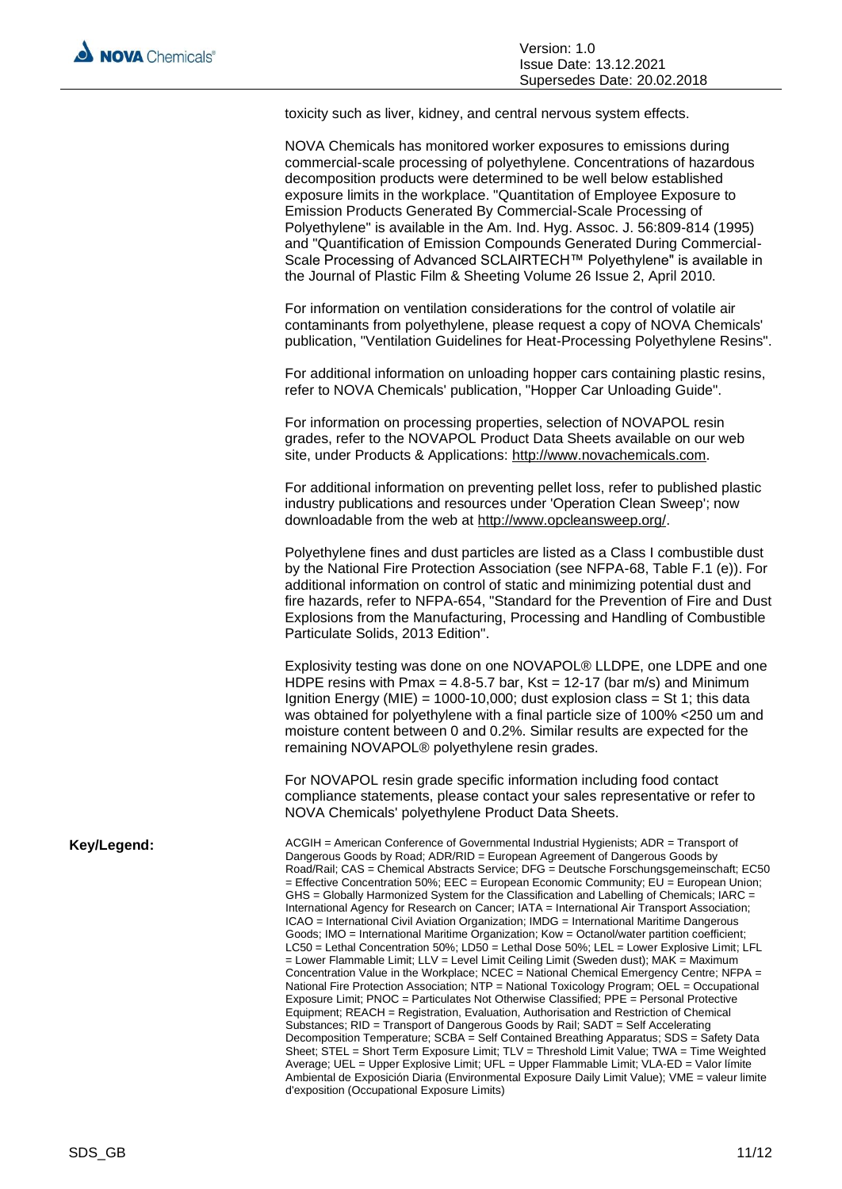toxicity such as liver, kidney, and central nervous system effects.

NOVA Chemicals has monitored worker exposures to emissions during commercial-scale processing of polyethylene. Concentrations of hazardous decomposition products were determined to be well below established exposure limits in the workplace. "Quantitation of Employee Exposure to Emission Products Generated By Commercial-Scale Processing of Polyethylene" is available in the Am. Ind. Hyg. Assoc. J. 56:809-814 (1995) and "Quantification of Emission Compounds Generated During Commercial-Scale Processing of Advanced SCLAIRTECH™ Polyethylene" is available in the Journal of Plastic Film & Sheeting Volume 26 Issue 2, April 2010.

For information on ventilation considerations for the control of volatile air contaminants from polyethylene, please request a copy of NOVA Chemicals' publication, "Ventilation Guidelines for Heat-Processing Polyethylene Resins".

For additional information on unloading hopper cars containing plastic resins, refer to NOVA Chemicals' publication, "Hopper Car Unloading Guide".

For information on processing properties, selection of NOVAPOL resin grades, refer to the NOVAPOL Product Data Sheets available on our web site, under Products & Applications: http://www.novachemicals.com.

For additional information on preventing pellet loss, refer to published plastic industry publications and resources under 'Operation Clean Sweep'; now downloadable from the web at http://www.opcleansweep.org/.

Polyethylene fines and dust particles are listed as a Class I combustible dust by the National Fire Protection Association (see NFPA-68, Table F.1 (e)). For additional information on control of static and minimizing potential dust and fire hazards, refer to NFPA-654, "Standard for the Prevention of Fire and Dust Explosions from the Manufacturing, Processing and Handling of Combustible Particulate Solids, 2013 Edition".

Explosivity testing was done on one NOVAPOL® LLDPE, one LDPE and one HDPE resins with Pmax = 4.8-5.7 bar, Kst = 12-17 (bar m/s) and Minimum Ignition Energy (MIE) = 1000-10,000; dust explosion class = St 1; this data was obtained for polyethylene with a final particle size of 100% <250 um and moisture content between 0 and 0.2%. Similar results are expected for the remaining NOVAPOL® polyethylene resin grades.

For NOVAPOL resin grade specific information including food contact compliance statements, please contact your sales representative or refer to NOVA Chemicals' polyethylene Product Data Sheets.

**Key/Legend:**

ACGIH = American Conference of Governmental Industrial Hygienists; ADR = Transport of Dangerous Goods by Road; ADR/RID = European Agreement of Dangerous Goods by Road/Rail; CAS = Chemical Abstracts Service; DFG = Deutsche Forschungsgemeinschaft; EC50 = Effective Concentration 50%; EEC = European Economic Community; EU = European Union; GHS = Globally Harmonized System for the Classification and Labelling of Chemicals; IARC = International Agency for Research on Cancer; IATA = International Air Transport Association; ICAO = International Civil Aviation Organization; IMDG = International Maritime Dangerous Goods; IMO = International Maritime Organization; Kow = Octanol/water partition coefficient; LC50 = Lethal Concentration 50%; LD50 = Lethal Dose 50%; LEL = Lower Explosive Limit; LFL = Lower Flammable Limit; LLV = Level Limit Ceiling Limit (Sweden dust); MAK = Maximum Concentration Value in the Workplace; NCEC = National Chemical Emergency Centre; NFPA = National Fire Protection Association; NTP = National Toxicology Program; OEL = Occupational Exposure Limit; PNOC = Particulates Not Otherwise Classified; PPE = Personal Protective Equipment; REACH = Registration, Evaluation, Authorisation and Restriction of Chemical Substances; RID = Transport of Dangerous Goods by Rail; SADT = Self Accelerating Decomposition Temperature; SCBA = Self Contained Breathing Apparatus; SDS = Safety Data Sheet; STEL = Short Term Exposure Limit; TLV = Threshold Limit Value; TWA = Time Weighted Average; UEL = Upper Explosive Limit; UFL = Upper Flammable Limit; VLA-ED = Valor límite Ambiental de Exposición Diaria (Environmental Exposure Daily Limit Value); VME = valeur limite d'exposition (Occupational Exposure Limits)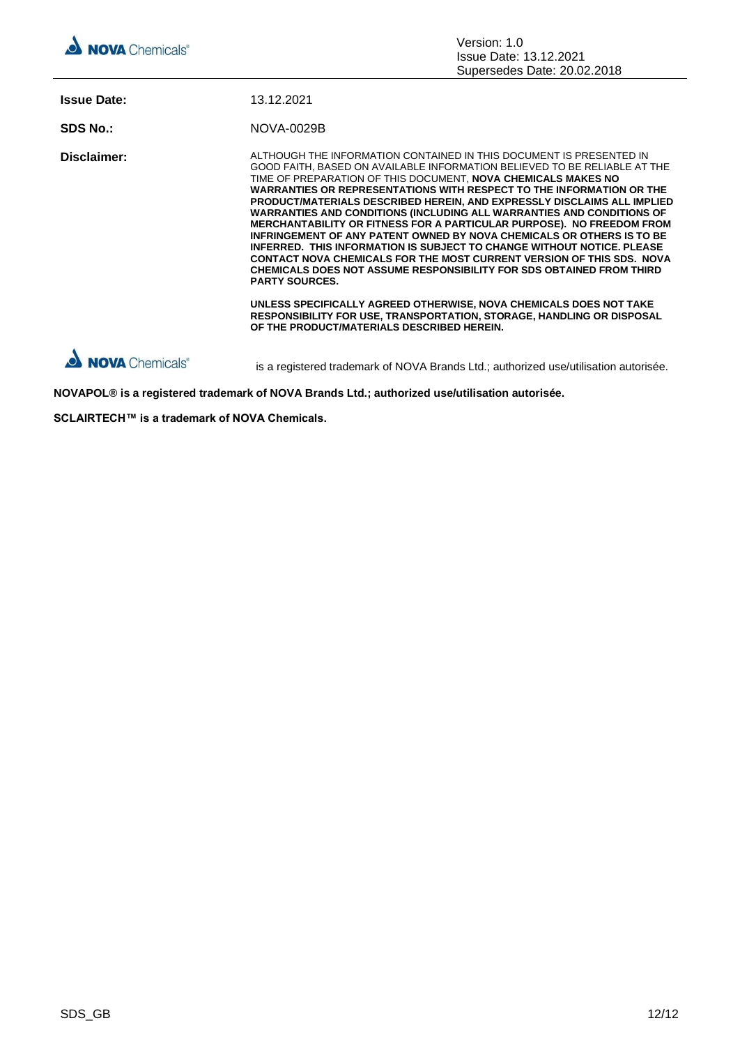| | |
|---|---|
| **Issue Date:** | 13.12.2021 |
| **SDS No.:** | NOVA-0029B |
| **Disclaimer:** | ALTHOUGH THE INFORMATION CONTAINED IN THIS DOCUMENT IS PRESENTED IN GOOD FAITH, BASED ON AVAILABLE INFORMATION BELIEVED TO BE RELIABLE AT THE TIME OF PREPARATION OF THIS DOCUMENT, **NOVA CHEMICALS MAKES NO WARRANTIES OR REPRESENTATIONS WITH RESPECT TO THE INFORMATION OR THE PRODUCT/MATERIALS DESCRIBED HEREIN, AND EXPRESSLY DISCLAIMS ALL IMPLIED WARRANTIES AND CONDITIONS (INCLUDING ALL WARRANTIES AND CONDITIONS OF MERCHANTABILITY OR FITNESS FOR A PARTICULAR PURPOSE). NO FREEDOM FROM INFRINGEMENT OF ANY PATENT OWNED BY NOVA CHEMICALS OR OTHERS IS TO BE INFERRED. THIS INFORMATION IS SUBJECT TO CHANGE WITHOUT NOTICE. PLEASE CONTACT NOVA CHEMICALS FOR THE MOST CURRENT VERSION OF THIS SDS. NOVA CHEMICALS DOES NOT ASSUME RESPONSIBILITY FOR SDS OBTAINED FROM THIRD PARTY SOURCES.** |
| | **UNLESS SPECIFICALLY AGREED OTHERWISE, NOVA CHEMICALS DOES NOT TAKE RESPONSIBILITY FOR USE, TRANSPORTATION, STORAGE, HANDLING OR DISPOSAL OF THE PRODUCT/MATERIALS DESCRIBED HEREIN.** |

NOVA Chemicals® is a registered trademark of NOVA Brands Ltd.; authorized use/utilisation autorisée.

**NOVAPOL® is a registered trademark of NOVA Brands Ltd.; authorized use/utilisation autorisée.**

**SCLAIRTECH™ is a trademark of NOVA Chemicals.**